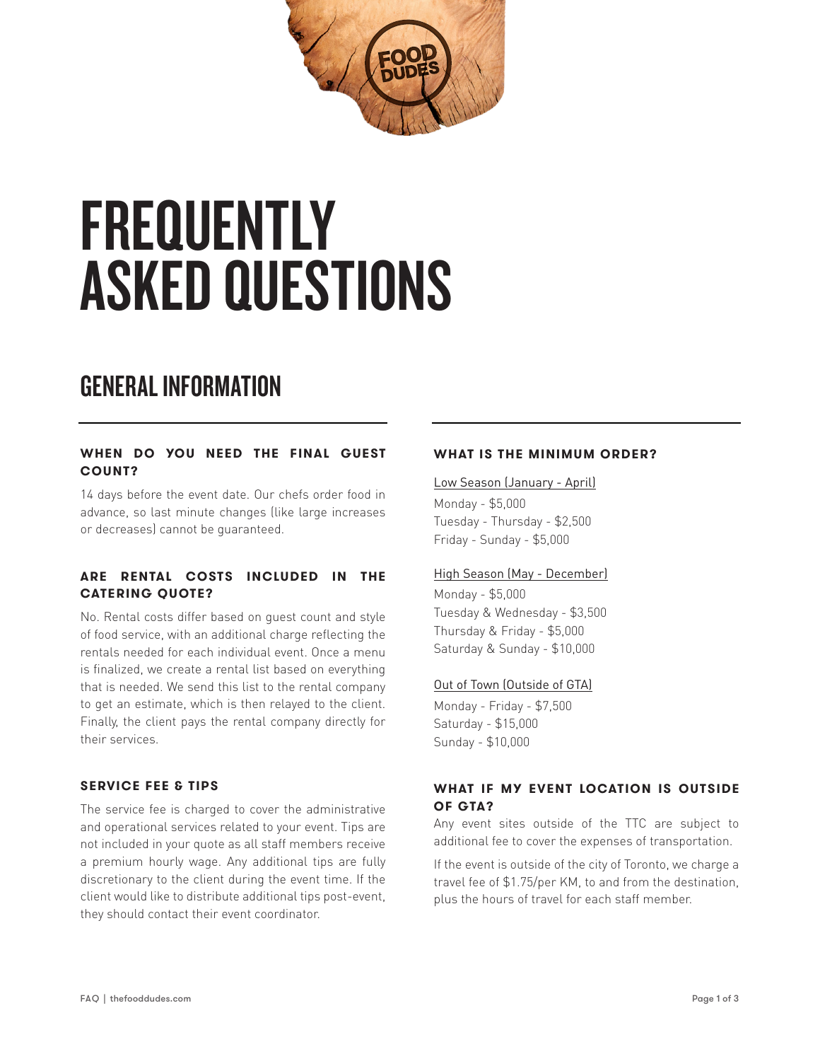# FREQUENTLY ASKED QUESTIONS

## GENERAL INFORMATION

### WHEN DO YOU NEED THE FINAL GUEST COUNT?

14 days before the event date. Our chefs order food in advance, so last minute changes (like large increases or decreases) cannot be guaranteed.

### ARE RENTAL COSTS INCLUDED IN THE CATERING QUOTE?

No. Rental costs differ based on guest count and style of food service, with an additional charge reflecting the rentals needed for each individual event. Once a menu is finalized, we create a rental list based on everything that is needed. We send this list to the rental company to get an estimate, which is then relayed to the client. Finally, the client pays the rental company directly for their services.

### SERVICE FEE & TIPS

The service fee is charged to cover the administrative and operational services related to your event. Tips are not included in your quote as all staff members receive a premium hourly wage. Any additional tips are fully discretionary to the client during the event time. If the client would like to distribute additional tips post-event, they should contact their event coordinator.

### WHAT IS THE MINIMUM ORDER?

Low Season (January - April)

Monday - $5,000
Tuesday - Thursday - $2,500
Friday - Sunday - $5,000

High Season (May - December)

Monday - $5,000
Tuesday & Wednesday - $3,500
Thursday & Friday - $5,000
Saturday & Sunday - $10,000

Out of Town (Outside of GTA)

Monday - Friday - $7,500
Saturday - $15,000
Sunday - $10,000

### WHAT IF MY EVENT LOCATION IS OUTSIDE OF GTA?

Any event sites outside of the TTC are subject to additional fee to cover the expenses of transportation.

If the event is outside of the city of Toronto, we charge a travel fee of $1.75/per KM, to and from the destination, plus the hours of travel for each staff member.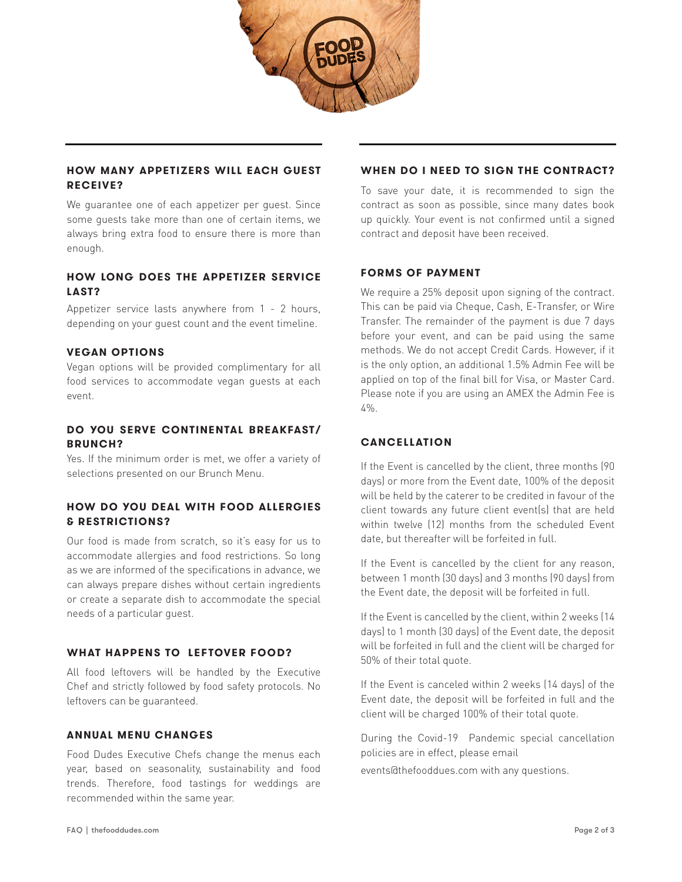### HOW MANY APPETIZERS WILL EACH GUEST RECEIVE?

We guarantee one of each appetizer per guest. Since some guests take more than one of certain items, we always bring extra food to ensure there is more than enough.

### HOW LONG DOES THE APPETIZER SERVICE LAST?

Appetizer service lasts anywhere from 1 - 2 hours, depending on your guest count and the event timeline.

### VEGAN OPTIONS

Vegan options will be provided complimentary for all food services to accommodate vegan guests at each event.

### DO YOU SERVE CONTINENTAL BREAKFAST/ BRUNCH?

Yes. If the minimum order is met, we offer a variety of selections presented on our Brunch Menu.

### HOW DO YOU DEAL WITH FOOD ALLERGIES & RESTRICTIONS?

Our food is made from scratch, so it's easy for us to accommodate allergies and food restrictions. So long as we are informed of the specifications in advance, we can always prepare dishes without certain ingredients or create a separate dish to accommodate the special needs of a particular guest.

### WHAT HAPPENS TO LEFTOVER FOOD?

All food leftovers will be handled by the Executive Chef and strictly followed by food safety protocols. No leftovers can be guaranteed.

### ANNUAL MENU CHANGES

Food Dudes Executive Chefs change the menus each year, based on seasonality, sustainability and food trends. Therefore, food tastings for weddings are recommended within the same year.

### WHEN DO I NEED TO SIGN THE CONTRACT?

To save your date, it is recommended to sign the contract as soon as possible, since many dates book up quickly. Your event is not confirmed until a signed contract and deposit have been received.

### FORMS OF PAYMENT

We require a 25% deposit upon signing of the contract. This can be paid via Cheque, Cash, E-Transfer, or Wire Transfer. The remainder of the payment is due 7 days before your event, and can be paid using the same methods. We do not accept Credit Cards. However, if it is the only option, an additional 1.5% Admin Fee will be applied on top of the final bill for Visa, or Master Card. Please note if you are using an AMEX the Admin Fee is 4%.

### CANCELLATION

If the Event is cancelled by the client, three months (90 days) or more from the Event date, 100% of the deposit will be held by the caterer to be credited in favour of the client towards any future client event(s) that are held within twelve (12) months from the scheduled Event date, but thereafter will be forfeited in full.

If the Event is cancelled by the client for any reason, between 1 month (30 days) and 3 months (90 days) from the Event date, the deposit will be forfeited in full.

If the Event is cancelled by the client, within 2 weeks (14 days) to 1 month (30 days) of the Event date, the deposit will be forfeited in full and the client will be charged for 50% of their total quote.

If the Event is canceled within 2 weeks (14 days) of the Event date, the deposit will be forfeited in full and the client will be charged 100% of their total quote.

During the Covid-19 Pandemic special cancellation policies are in effect, please email events@thefooddues.com with any questions.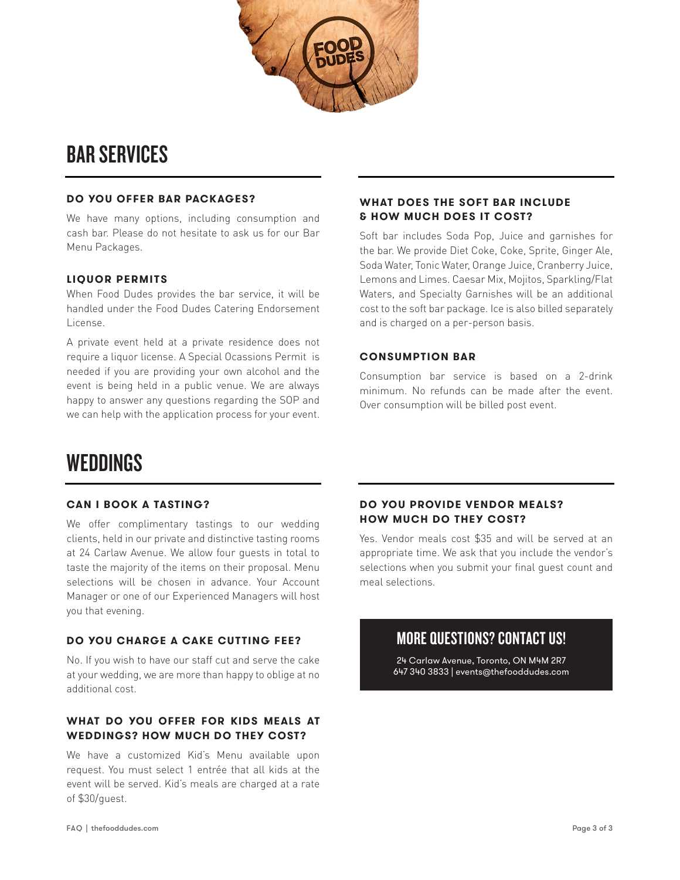# BAR SERVICES

### DO YOU OFFER BAR PACKAGES?

We have many options, including consumption and cash bar. Please do not hesitate to ask us for our Bar Menu Packages.

### LIQUOR PERMITS

When Food Dudes provides the bar service, it will be handled under the Food Dudes Catering Endorsement License.

A private event held at a private residence does not require a liquor license. A Special Ocassions Permit is needed if you are providing your own alcohol and the event is being held in a public venue. We are always happy to answer any questions regarding the SOP and we can help with the application process for your event.

### WHAT DOES THE SOFT BAR INCLUDE & HOW MUCH DOES IT COST?

Soft bar includes Soda Pop, Juice and garnishes for the bar. We provide Diet Coke, Coke, Sprite, Ginger Ale, Soda Water, Tonic Water, Orange Juice, Cranberry Juice, Lemons and Limes. Caesar Mix, Mojitos, Sparkling/Flat Waters, and Specialty Garnishes will be an additional cost to the soft bar package. Ice is also billed separately and is charged on a per-person basis.

### CONSUMPTION BAR

Consumption bar service is based on a 2-drink minimum. No refunds can be made after the event. Over consumption will be billed post event.

# WEDDINGS

### CAN I BOOK A TASTING?

We offer complimentary tastings to our wedding clients, held in our private and distinctive tasting rooms at 24 Carlaw Avenue. We allow four guests in total to taste the majority of the items on their proposal. Menu selections will be chosen in advance. Your Account Manager or one of our Experienced Managers will host you that evening.

### DO YOU CHARGE A CAKE CUTTING FEE?

No. If you wish to have our staff cut and serve the cake at your wedding, we are more than happy to oblige at no additional cost.

### WHAT DO YOU OFFER FOR KIDS MEALS AT WEDDINGS? HOW MUCH DO THEY COST?

We have a customized Kid's Menu available upon request. You must select 1 entrée that all kids at the event will be served. Kid's meals are charged at a rate of $30/guest.

### DO YOU PROVIDE VENDOR MEALS? HOW MUCH DO THEY COST?

Yes. Vendor meals cost $35 and will be served at an appropriate time. We ask that you include the vendor's selections when you submit your final guest count and meal selections.

## MORE QUESTIONS? CONTACT US!

24 Carlaw Avenue, Toronto, ON M4M 2R7
647 340 3833 | events@thefooddudes.com